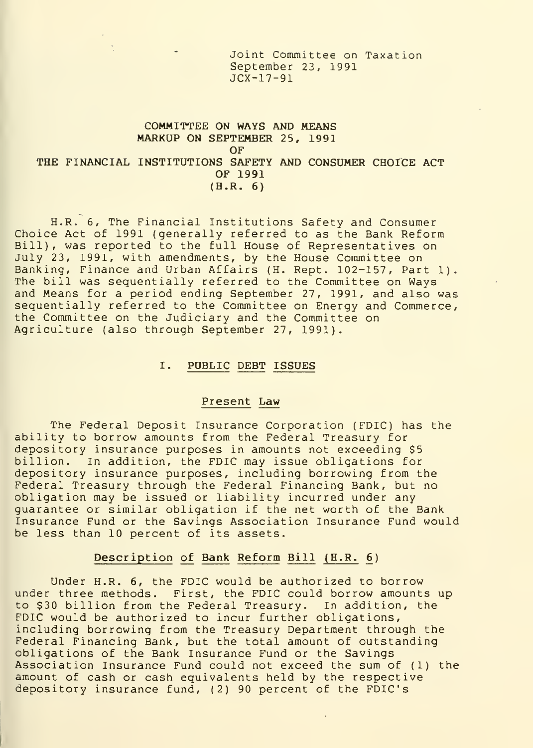Joint Committee on Taxation
September 23, 1991
JCX-17-91

# COMMITTEE ON WAYS AND MEANS MARKUP ON SEPTEMBER 25, 1991 OF THE FINANCIAL INSTITUTIONS SAFETY AND CONSUMER CHOICE ACT OF 1991 (H.R. 6)

H.R. 6, The Financial Institutions Safety and Consumer Choice Act of 1991 (generally referred to as the Bank Reform Bill), was reported to the full House of Representatives on July 23, 1991, with amendments, by the House Committee on Banking, Finance and Urban Affairs (H. Rept. 102-157, Part 1). The bill was sequentially referred to the Committee on Ways and Means for a period ending September 27, 1991, and also was sequentially referred to the Committee on Energy and Commerce, the Committee on the Judiciary and the Committee on Agriculture (also through September 27, 1991).

## I. PUBLIC DEBT ISSUES

### Present Law

The Federal Deposit Insurance Corporation (FDIC) has the ability to borrow amounts from the Federal Treasury for depository insurance purposes in amounts not exceeding $5 billion. In addition, the FDIC may issue obligations for depository insurance purposes, including borrowing from the Federal Treasury through the Federal Financing Bank, but no obligation may be issued or liability incurred under any guarantee or similar obligation if the net worth of the Bank Insurance Fund or the Savings Association Insurance Fund would be less than 10 percent of its assets.

### Description of Bank Reform Bill (H.R. 6)

Under H.R. 6, the FDIC would be authorized to borrow under three methods. First, the FDIC could borrow amounts up to $30 billion from the Federal Treasury. In addition, the FDIC would be authorized to incur further obligations, including borrowing from the Treasury Department through the Federal Financing Bank, but the total amount of outstanding obligations of the Bank Insurance Fund or the Savings Association Insurance Fund could not exceed the sum of (1) the amount of cash or cash equivalents held by the respective depository insurance fund, (2) 90 percent of the FDIC's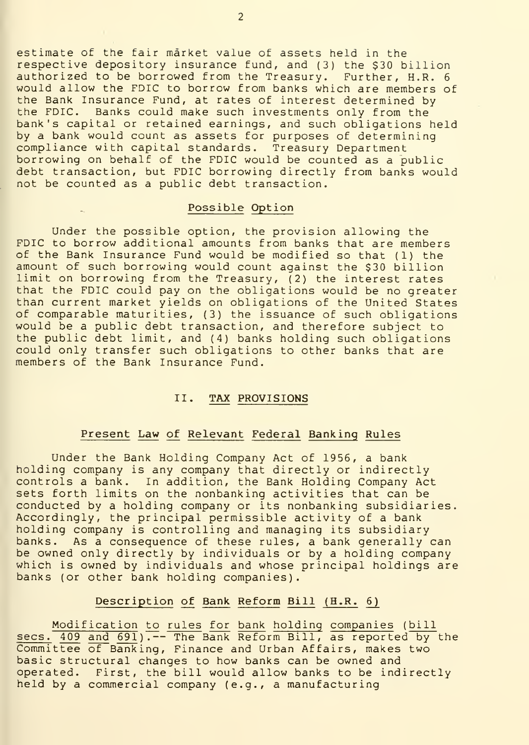estimate of the fair market value of assets held in the respective depository insurance fund, and (3) the $30 billion authorized to be borrowed from the Treasury. Further, H.R. 6 would allow the FDIC to borrow from banks which are members of the Bank Insurance Fund, at rates of interest determined by the FDIC. Banks could make such investments only from the bank's capital or retained earnings, and such obligations held by a bank would count as assets for purposes of determining compliance with capital standards. Treasury Department borrowing on behalf of the FDIC would be counted as a public debt transaction, but FDIC borrowing directly from banks would not be counted as a public debt transaction.

### Possible Option

Under the possible option, the provision allowing the FDIC to borrow additional amounts from banks that are members of the Bank Insurance Fund would be modified so that (1) the amount of such borrowing would count against the $30 billion limit on borrowing from the Treasury, (2) the interest rates that the FDIC could pay on the obligations would be no greater than current market yields on obligations of the United States of comparable maturities, (3) the issuance of such obligations would be a public debt transaction, and therefore subject to the public debt limit, and (4) banks holding such obligations could only transfer such obligations to other banks that are members of the Bank Insurance Fund.

## II. TAX PROVISIONS

### Present Law of Relevant Federal Banking Rules

Under the Bank Holding Company Act of 1956, a bank holding company is any company that directly or indirectly controls a bank. In addition, the Bank Holding Company Act sets forth limits on the nonbanking activities that can be conducted by a holding company or its nonbanking subsidiaries. Accordingly, the principal permissible activity of a bank holding company is controlling and managing its subsidiary banks. As a consequence of these rules, a bank generally can be owned only directly by individuals or by a holding company which is owned by individuals and whose principal holdings are banks (or other bank holding companies).

### Description of Bank Reform Bill (H.R. 6)

Modification to rules for bank holding companies (bill secs. 409 and 691).-- The Bank Reform Bill, as reported by the Committee of Banking, Finance and Urban Affairs, makes two basic structural changes to how banks can be owned and operated. First, the bill would allow banks to be indirectly held by a commercial company (e.g., a manufacturing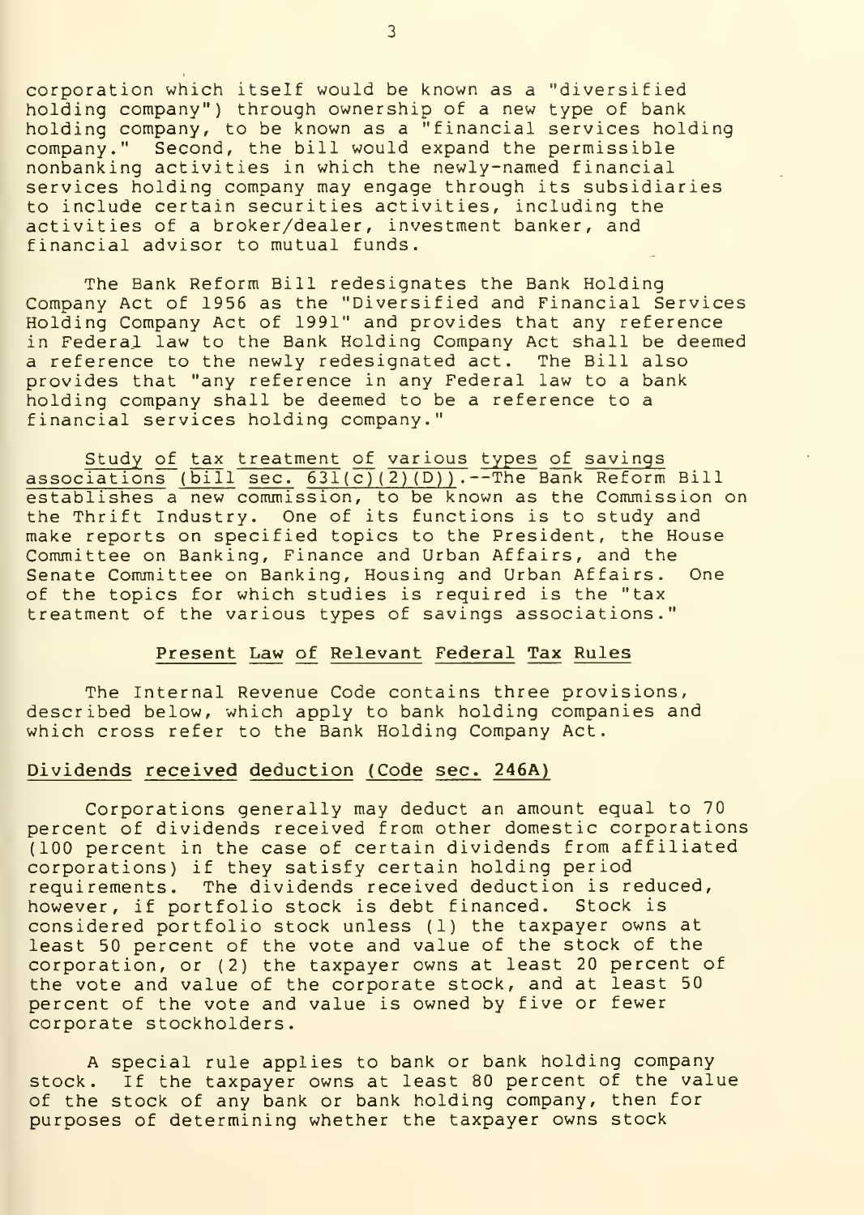corporation which itself would be known as a "diversified holding company") through ownership of a new type of bank holding company, to be known as a "financial services holding company." Second, the bill would expand the permissible nonbanking activities in which the newly-named financial services holding company may engage through its subsidiaries to include certain securities activities, including the activities of a broker/dealer, investment banker, and financial advisor to mutual funds.

The Bank Reform Bill redesignates the Bank Holding Company Act of 1956 as the "Diversified and Financial Services Holding Company Act of 1991" and provides that any reference in Federal law to the Bank Holding Company Act shall be deemed a reference to the newly redesignated act. The Bill also provides that "any reference in any Federal law to a bank holding company shall be deemed to be a reference to a financial services holding company."

Study of tax treatment of various types of savings associations (bill sec. 631(c)(2)(D)).--The Bank Reform Bill establishes a new commission, to be known as the Commission on the Thrift Industry. One of its functions is to study and make reports on specified topics to the President, the House Committee on Banking, Finance and Urban Affairs, and the Senate Committee on Banking, Housing and Urban Affairs. One of the topics for which studies is required is the "tax treatment of the various types of savings associations."

## Present Law of Relevant Federal Tax Rules

The Internal Revenue Code contains three provisions, described below, which apply to bank holding companies and which cross refer to the Bank Holding Company Act.

### Dividends received deduction (Code sec. 246A)

Corporations generally may deduct an amount equal to 70 percent of dividends received from other domestic corporations (100 percent in the case of certain dividends from affiliated corporations) if they satisfy certain holding period requirements. The dividends received deduction is reduced, however, if portfolio stock is debt financed. Stock is considered portfolio stock unless (1) the taxpayer owns at least 50 percent of the vote and value of the stock of the corporation, or (2) the taxpayer owns at least 20 percent of the vote and value of the corporate stock, and at least 50 percent of the vote and value is owned by five or fewer corporate stockholders.

A special rule applies to bank or bank holding company stock. If the taxpayer owns at least 80 percent of the value of the stock of any bank or bank holding company, then for purposes of determining whether the taxpayer owns stock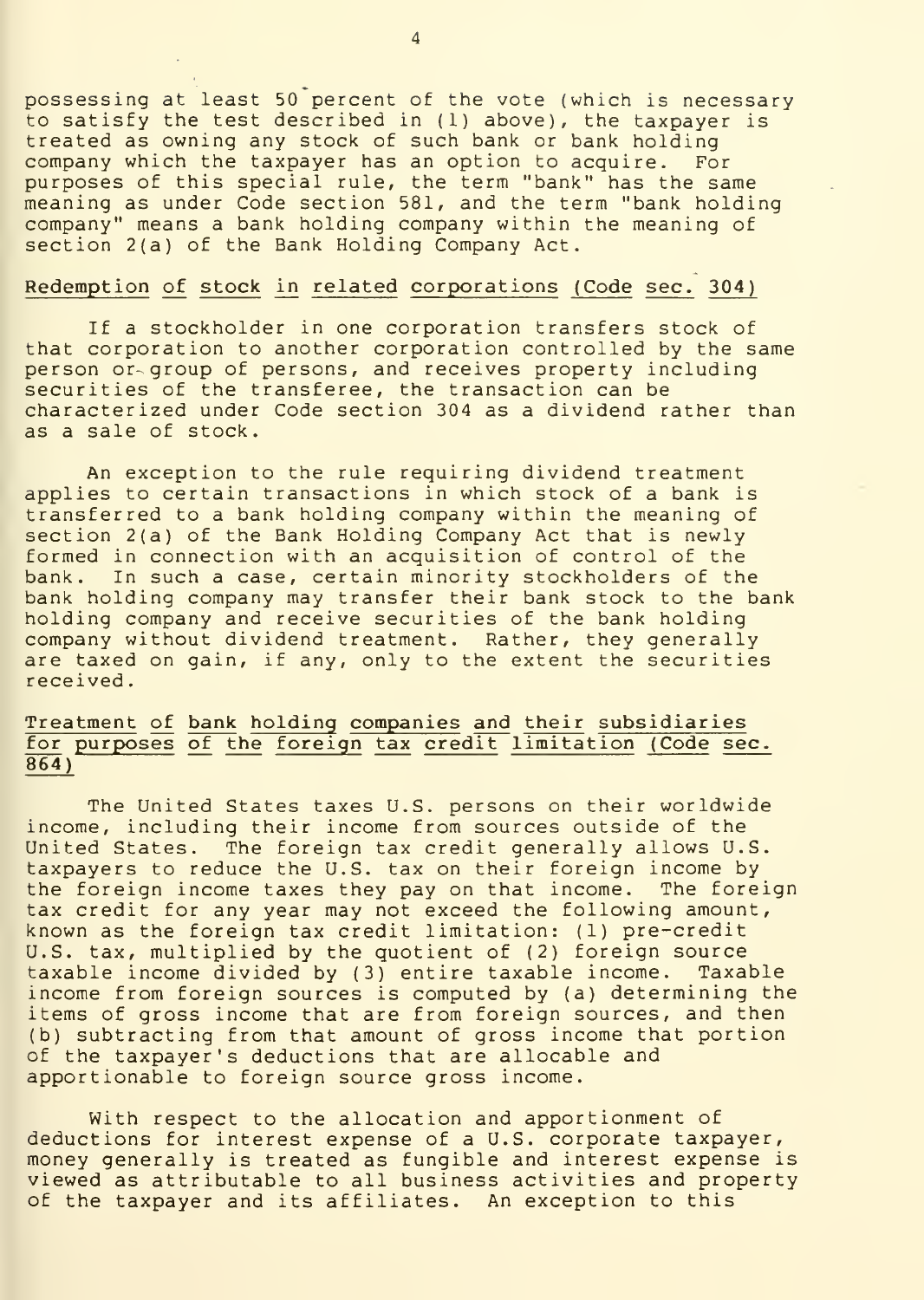possessing at least 50 percent of the vote (which is necessary to satisfy the test described in (1) above), the taxpayer is treated as owning any stock of such bank or bank holding company which the taxpayer has an option to acquire. For purposes of this special rule, the term "bank" has the same meaning as under Code section 581, and the term "bank holding company" means a bank holding company within the meaning of section 2(a) of the Bank Holding Company Act.

### Redemption of stock in related corporations (Code sec. 304)

If a stockholder in one corporation transfers stock of that corporation to another corporation controlled by the same person or group of persons, and receives property including securities of the transferee, the transaction can be characterized under Code section 304 as a dividend rather than as a sale of stock.

An exception to the rule requiring dividend treatment applies to certain transactions in which stock of a bank is transferred to a bank holding company within the meaning of section 2(a) of the Bank Holding Company Act that is newly formed in connection with an acquisition of control of the bank. In such a case, certain minority stockholders of the bank holding company may transfer their bank stock to the bank holding company and receive securities of the bank holding company without dividend treatment. Rather, they generally are taxed on gain, if any, only to the extent the securities received.

### Treatment of bank holding companies and their subsidiaries for purposes of the foreign tax credit limitation (Code sec. 864)

The United States taxes U.S. persons on their worldwide income, including their income from sources outside of the United States. The foreign tax credit generally allows U.S. taxpayers to reduce the U.S. tax on their foreign income by the foreign income taxes they pay on that income. The foreign tax credit for any year may not exceed the following amount, known as the foreign tax credit limitation: (1) pre-credit U.S. tax, multiplied by the quotient of (2) foreign source taxable income divided by (3) entire taxable income. Taxable income from foreign sources is computed by (a) determining the items of gross income that are from foreign sources, and then (b) subtracting from that amount of gross income that portion of the taxpayer's deductions that are allocable and apportionable to foreign source gross income.

With respect to the allocation and apportionment of deductions for interest expense of a U.S. corporate taxpayer, money generally is treated as fungible and interest expense is viewed as attributable to all business activities and property of the taxpayer and its affiliates. An exception to this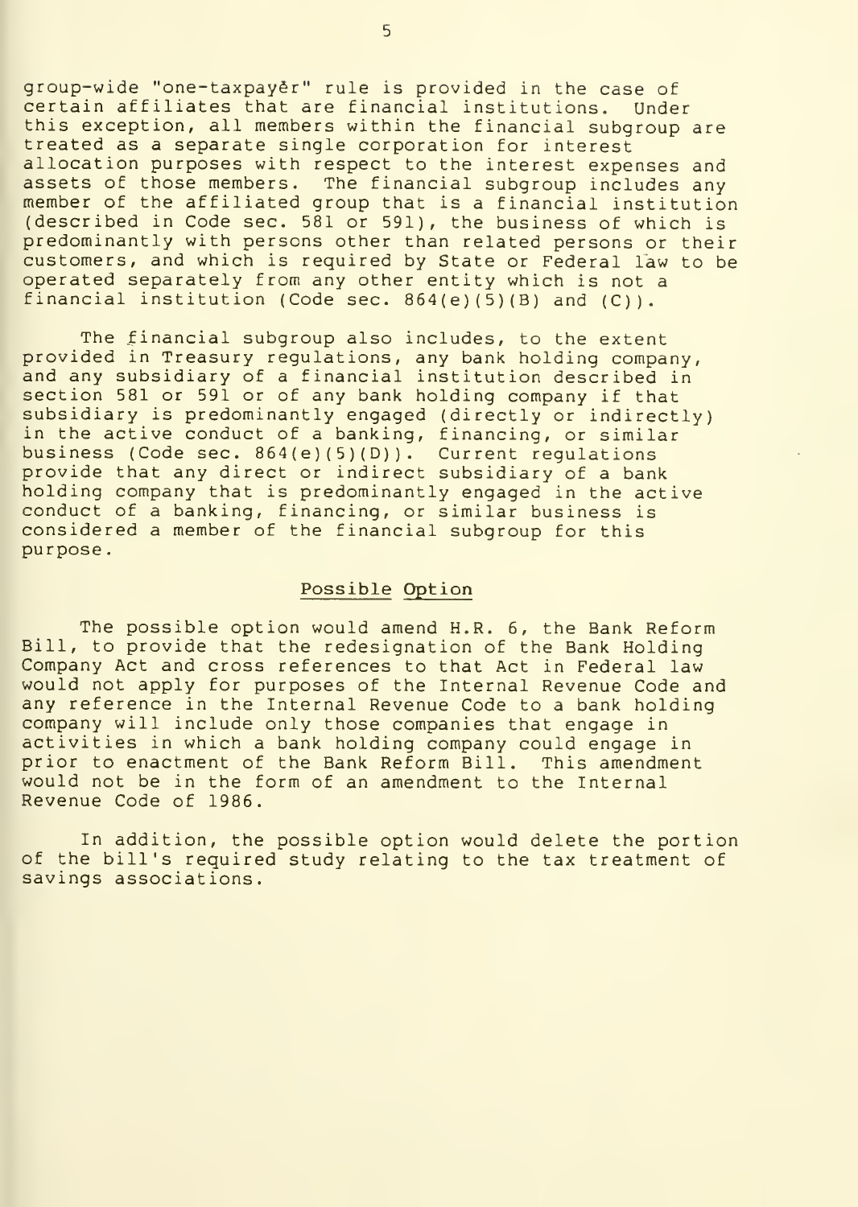group-wide "one-taxpayer" rule is provided in the case of certain affiliates that are financial institutions. Under this exception, all members within the financial subgroup are treated as a separate single corporation for interest allocation purposes with respect to the interest expenses and assets of those members. The financial subgroup includes any member of the affiliated group that is a financial institution (described in Code sec. 581 or 591), the business of which is predominantly with persons other than related persons or their customers, and which is required by State or Federal law to be operated separately from any other entity which is not a financial institution (Code sec. 864(e)(5)(B) and (C)).

The financial subgroup also includes, to the extent provided in Treasury regulations, any bank holding company, and any subsidiary of a financial institution described in section 581 or 591 or of any bank holding company if that subsidiary is predominantly engaged (directly or indirectly) in the active conduct of a banking, financing, or similar business (Code sec. 864(e)(5)(D)). Current regulations provide that any direct or indirect subsidiary of a bank holding company that is predominantly engaged in the active conduct of a banking, financing, or similar business is considered a member of the financial subgroup for this purpose.

## Possible Option

The possible option would amend H.R. 6, the Bank Reform Bill, to provide that the redesignation of the Bank Holding Company Act and cross references to that Act in Federal law would not apply for purposes of the Internal Revenue Code and any reference in the Internal Revenue Code to a bank holding company will include only those companies that engage in activities in which a bank holding company could engage in prior to enactment of the Bank Reform Bill. This amendment would not be in the form of an amendment to the Internal Revenue Code of 1986.

In addition, the possible option would delete the portion of the bill's required study relating to the tax treatment of savings associations.